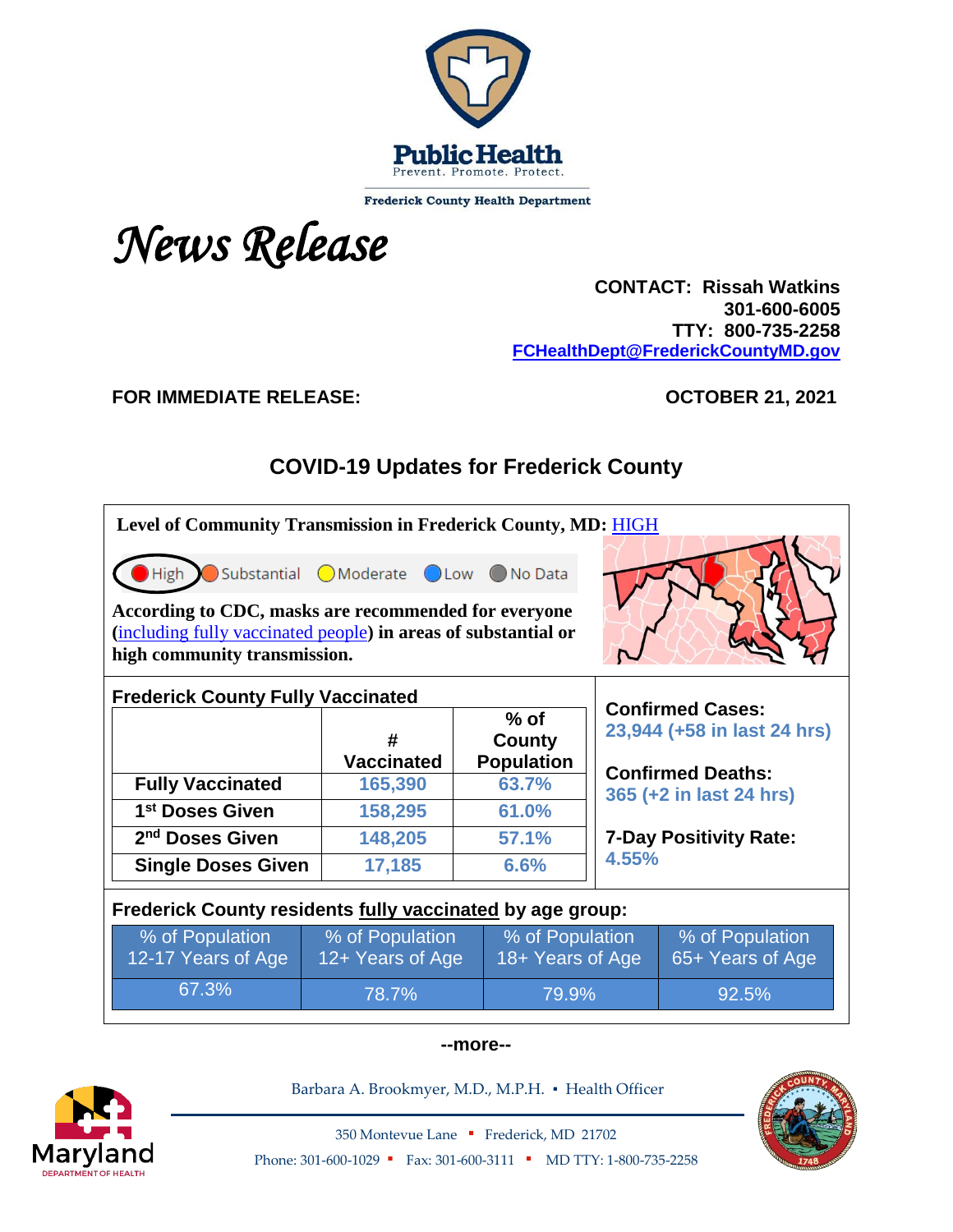Public Health
Prevent. Promote. Protect.

Frederick County Health Department

# *News Release*

**CONTACT: Rissah Watkins**
**301-600-6005**
**TTY: 800-735-2258**
**FCHealthDept@FrederickCountyMD.gov**

**FOR IMMEDIATE RELEASE:** **OCTOBER 21, 2021**

## COVID-19 Updates for Frederick County

**Level of Community Transmission in Frederick County, MD:** HIGH

High | Substantial | Moderate | Low | No Data

**According to CDC, masks are recommended for everyone (including fully vaccinated people) in areas of substantial or high community transmission.**

**Frederick County Fully Vaccinated**

| | # Vaccinated | % of County Population |
|---|---|---|
| **Fully Vaccinated** | 165,390 | 63.7% |
| **1st Doses Given** | 158,295 | 61.0% |
| **2nd Doses Given** | 148,205 | 57.1% |
| **Single Doses Given** | 17,185 | 6.6% |

**Confirmed Cases:**
**23,944 (+58 in last 24 hrs)**

**Confirmed Deaths:**
**365 (+2 in last 24 hrs)**

**7-Day Positivity Rate:**
**4.55%**

**Frederick County residents fully vaccinated by age group:**

| % of Population 12-17 Years of Age | % of Population 12+ Years of Age | % of Population 18+ Years of Age | % of Population 65+ Years of Age |
|---|---|---|---|
| 67.3% | 78.7% | 79.9% | 92.5% |

**--more--**

Barbara A. Brookmyer, M.D., M.P.H. ▪ Health Officer

350 Montevue Lane ▪ Frederick, MD 21702
Phone: 301-600-1029 ▪ Fax: 301-600-3111 ▪ MD TTY: 1-800-735-2258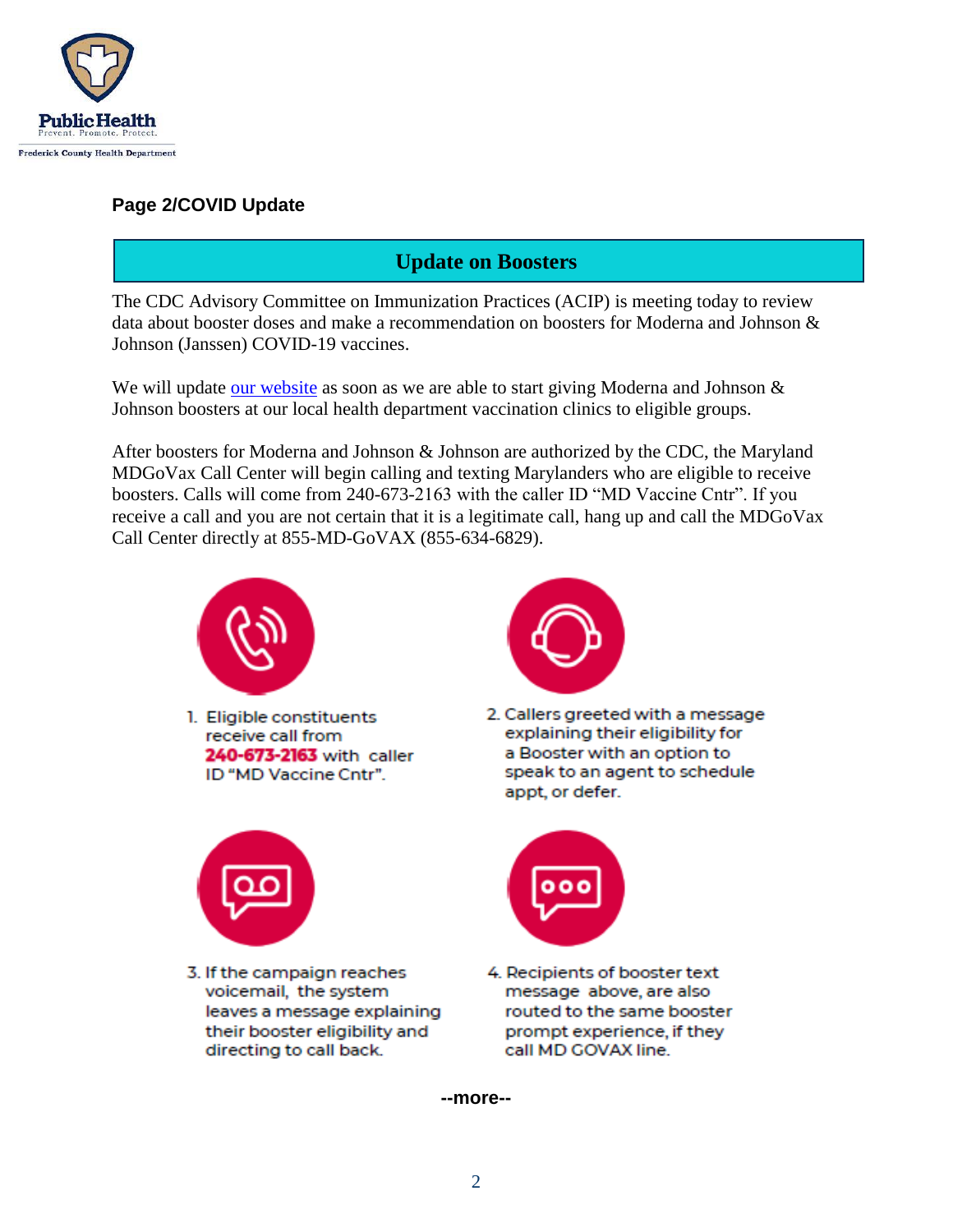**Page 2/COVID Update**

## Update on Boosters

The CDC Advisory Committee on Immunization Practices (ACIP) is meeting today to review data about booster doses and make a recommendation on boosters for Moderna and Johnson & Johnson (Janssen) COVID-19 vaccines.

We will update our website as soon as we are able to start giving Moderna and Johnson & Johnson boosters at our local health department vaccination clinics to eligible groups.

After boosters for Moderna and Johnson & Johnson are authorized by the CDC, the Maryland MDGoVax Call Center will begin calling and texting Marylanders who are eligible to receive boosters. Calls will come from 240-673-2163 with the caller ID "MD Vaccine Cntr". If you receive a call and you are not certain that it is a legitimate call, hang up and call the MDGoVax Call Center directly at 855-MD-GoVAX (855-634-6829).

1. Eligible constituents receive call from **240-673-2163** with caller ID "MD Vaccine Cntr".
2. Callers greeted with a message explaining their eligibility for a Booster with an option to speak to an agent to schedule appt, or defer.
3. If the campaign reaches voicemail, the system leaves a message explaining their booster eligibility and directing to call back.
4. Recipients of booster text message above, are also routed to the same booster prompt experience, if they call MD GOVAX line.

**--more--**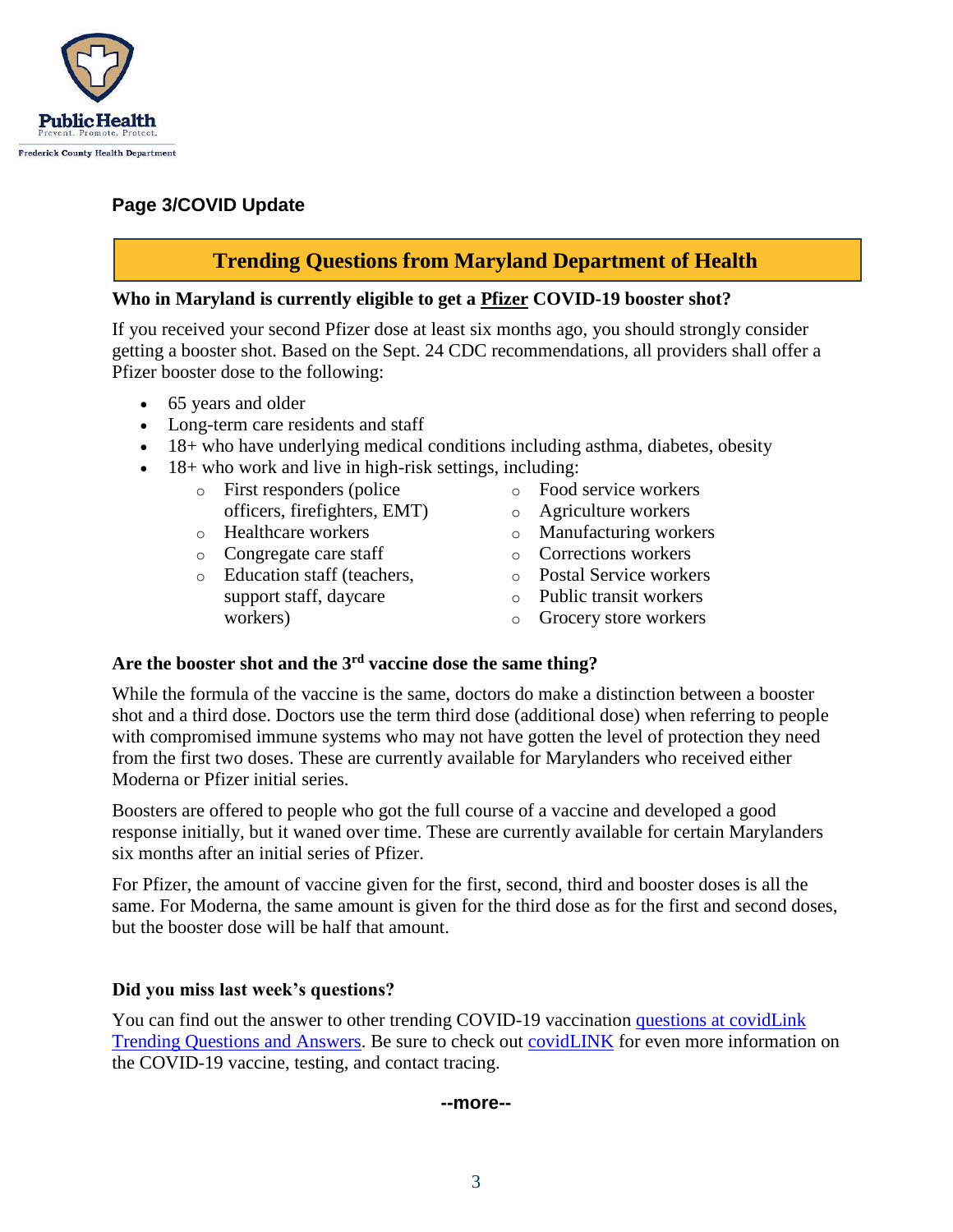Public Health
Prevent. Promote. Protect.
Frederick County Health Department

**Page 3/COVID Update**

## Trending Questions from Maryland Department of Health

**Who in Maryland is currently eligible to get a <u>Pfizer</u> COVID-19 booster shot?**

If you received your second Pfizer dose at least six months ago, you should strongly consider getting a booster shot. Based on the Sept. 24 CDC recommendations, all providers shall offer a Pfizer booster dose to the following:

- 65 years and older
- Long-term care residents and staff
- 18+ who have underlying medical conditions including asthma, diabetes, obesity
- 18+ who work and live in high-risk settings, including:
  - First responders (police officers, firefighters, EMT)
  - Healthcare workers
  - Congregate care staff
  - Education staff (teachers, support staff, daycare workers)
  - Food service workers
  - Agriculture workers
  - Manufacturing workers
  - Corrections workers
  - Postal Service workers
  - Public transit workers
  - Grocery store workers

**Are the booster shot and the 3rd vaccine dose the same thing?**

While the formula of the vaccine is the same, doctors do make a distinction between a booster shot and a third dose. Doctors use the term third dose (additional dose) when referring to people with compromised immune systems who may not have gotten the level of protection they need from the first two doses. These are currently available for Marylanders who received either Moderna or Pfizer initial series.

Boosters are offered to people who got the full course of a vaccine and developed a good response initially, but it waned over time. These are currently available for certain Marylanders six months after an initial series of Pfizer.

For Pfizer, the amount of vaccine given for the first, second, third and booster doses is all the same. For Moderna, the same amount is given for the third dose as for the first and second doses, but the booster dose will be half that amount.

**Did you miss last week's questions?**

You can find out the answer to other trending COVID-19 vaccination questions at covidLink Trending Questions and Answers. Be sure to check out covidLINK for even more information on the COVID-19 vaccine, testing, and contact tracing.

**--more--**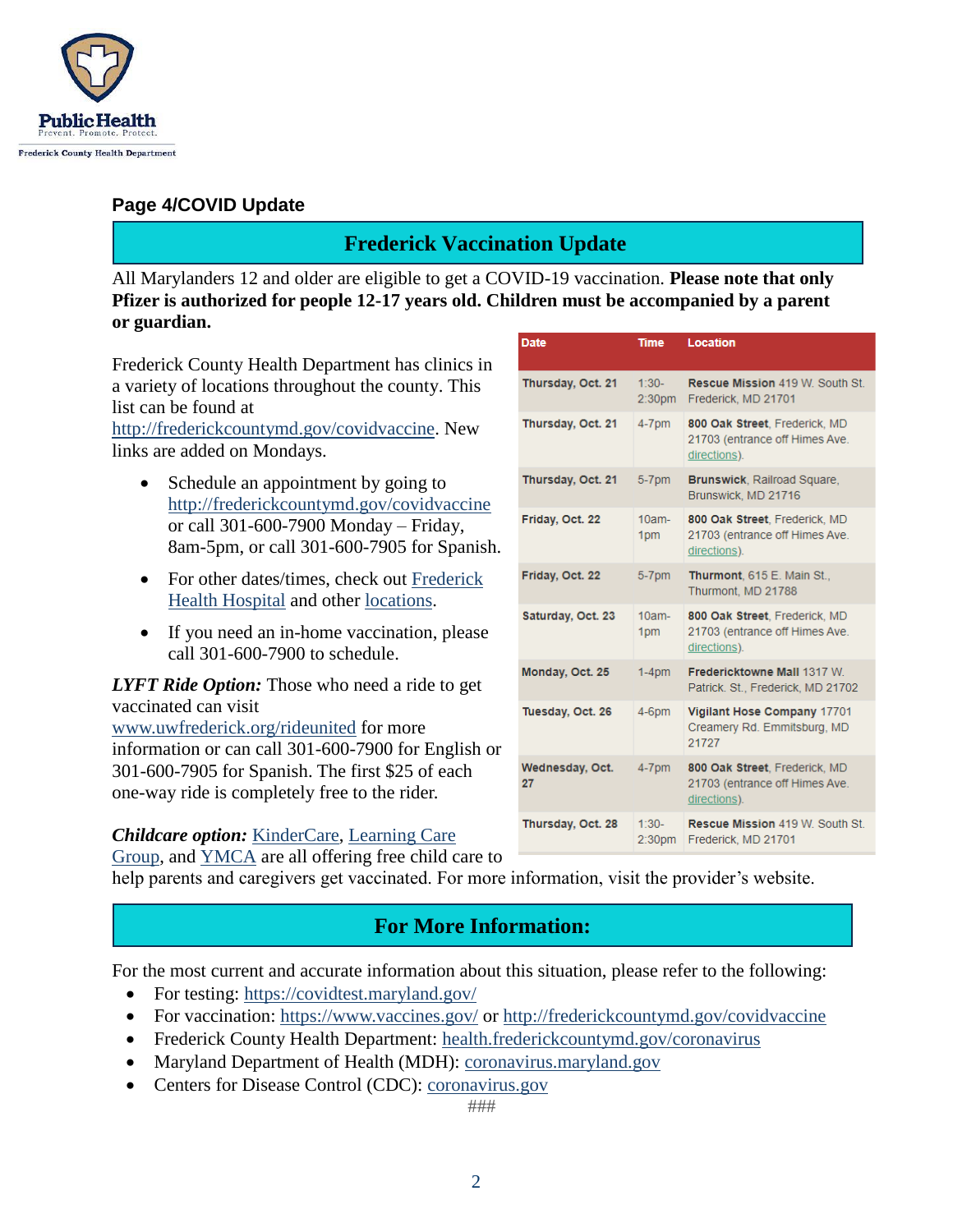**Page 4/COVID Update**

## Frederick Vaccination Update

All Marylanders 12 and older are eligible to get a COVID-19 vaccination. **Please note that only Pfizer is authorized for people 12-17 years old. Children must be accompanied by a parent or guardian.**

Frederick County Health Department has clinics in a variety of locations throughout the county. This list can be found at http://frederickcountymd.gov/covidvaccine. New links are added on Mondays.

- Schedule an appointment by going to http://frederickcountymd.gov/covidvaccine or call 301-600-7900 Monday – Friday, 8am-5pm, or call 301-600-7905 for Spanish.
- For other dates/times, check out Frederick Health Hospital and other locations.
- If you need an in-home vaccination, please call 301-600-7900 to schedule.

***LYFT Ride Option:*** Those who need a ride to get vaccinated can visit www.uwfrederick.org/rideunited for more information or can call 301-600-7900 for English or 301-600-7905 for Spanish. The first $25 of each one-way ride is completely free to the rider.

***Childcare option:*** KinderCare, Learning Care Group, and YMCA are all offering free child care to help parents and caregivers get vaccinated. For more information, visit the provider's website.

| Date | Time | Location |
|---|---|---|
| Thursday, Oct. 21 | 1:30-2:30pm | **Rescue Mission** 419 W. South St. Frederick, MD 21701 |
| Thursday, Oct. 21 | 4-7pm | **800 Oak Street**, Frederick, MD 21703 (entrance off Himes Ave. directions). |
| Thursday, Oct. 21 | 5-7pm | **Brunswick**, Railroad Square, Brunswick, MD 21716 |
| Friday, Oct. 22 | 10am-1pm | **800 Oak Street**, Frederick, MD 21703 (entrance off Himes Ave. directions). |
| Friday, Oct. 22 | 5-7pm | **Thurmont**, 615 E. Main St., Thurmont, MD 21788 |
| Saturday, Oct. 23 | 10am-1pm | **800 Oak Street**, Frederick, MD 21703 (entrance off Himes Ave. directions). |
| Monday, Oct. 25 | 1-4pm | **Fredericktowne Mall** 1317 W. Patrick. St., Frederick, MD 21702 |
| Tuesday, Oct. 26 | 4-6pm | **Vigilant Hose Company** 17701 Creamery Rd. Emmitsburg, MD 21727 |
| Wednesday, Oct. 27 | 4-7pm | **800 Oak Street**, Frederick, MD 21703 (entrance off Himes Ave. directions). |
| Thursday, Oct. 28 | 1:30-2:30pm | **Rescue Mission** 419 W. South St. Frederick, MD 21701 |

## For More Information:

For the most current and accurate information about this situation, please refer to the following:

- For testing: https://covidtest.maryland.gov/
- For vaccination: https://www.vaccines.gov/ or http://frederickcountymd.gov/covidvaccine
- Frederick County Health Department: health.frederickcountymd.gov/coronavirus
- Maryland Department of Health (MDH): coronavirus.maryland.gov
- Centers for Disease Control (CDC): coronavirus.gov

###